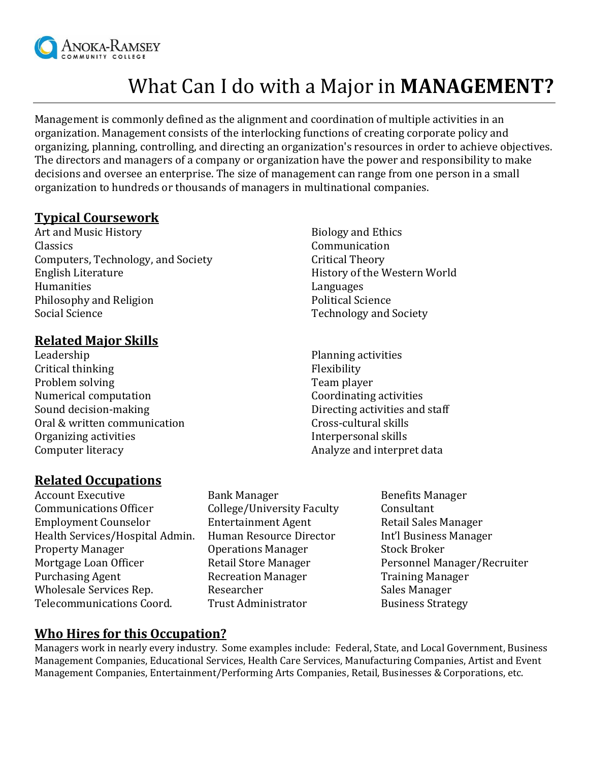Anoka-Ramsey Community College

# What Can I do with a Major in **MANAGEMENT?**

Management is commonly defined as the alignment and coordination of multiple activities in an organization. Management consists of the interlocking functions of creating corporate policy and organizing, planning, controlling, and directing an organization's resources in order to achieve objectives. The directors and managers of a company or organization have the power and responsibility to make decisions and oversee an enterprise. The size of management can range from one person in a small organization to hundreds or thousands of managers in multinational companies.

## Typical Coursework

- Art and Music History
- Classics
- Computers, Technology, and Society
- English Literature
- Humanities
- Philosophy and Religion
- Social Science
- Biology and Ethics
- Communication
- Critical Theory
- History of the Western World
- Languages
- Political Science
- Technology and Society

## Related Major Skills

- Leadership
- Critical thinking
- Problem solving
- Numerical computation
- Sound decision-making
- Oral & written communication
- Organizing activities
- Computer literacy
- Planning activities
- Flexibility
- Team player
- Coordinating activities
- Directing activities and staff
- Cross-cultural skills
- Interpersonal skills
- Analyze and interpret data

## Related Occupations

- Account Executive
- Communications Officer
- Employment Counselor
- Health Services/Hospital Admin.
- Property Manager
- Mortgage Loan Officer
- Purchasing Agent
- Wholesale Services Rep.
- Telecommunications Coord.
- Bank Manager
- College/University Faculty
- Entertainment Agent
- Human Resource Director
- Operations Manager
- Retail Store Manager
- Recreation Manager
- Researcher
- Trust Administrator
- Benefits Manager
- Consultant
- Retail Sales Manager
- Int'l Business Manager
- Stock Broker
- Personnel Manager/Recruiter
- Training Manager
- Sales Manager
- Business Strategy

## Who Hires for this Occupation?

Managers work in nearly every industry. Some examples include: Federal, State, and Local Government, Business Management Companies, Educational Services, Health Care Services, Manufacturing Companies, Artist and Event Management Companies, Entertainment/Performing Arts Companies, Retail, Businesses & Corporations, etc.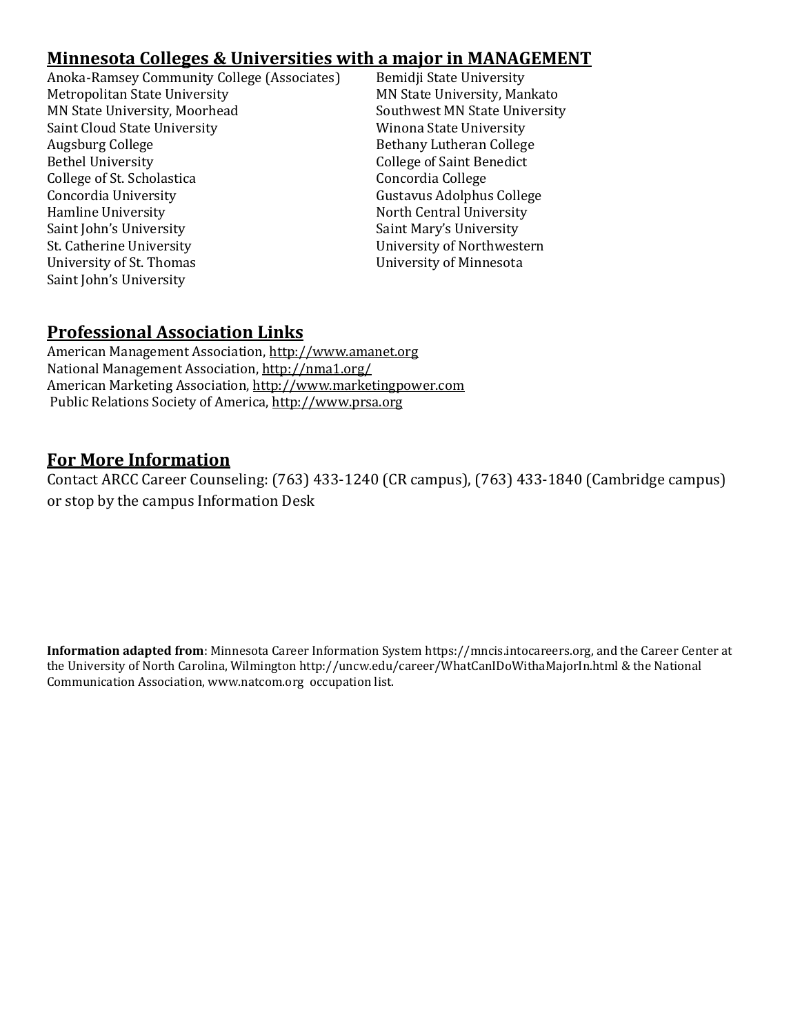## Minnesota Colleges & Universities with a major in MANAGEMENT

Anoka-Ramsey Community College (Associates)
Metropolitan State University
MN State University, Moorhead
Saint Cloud State University
Augsburg College
Bethel University
College of St. Scholastica
Concordia University
Hamline University
Saint John's University
St. Catherine University
University of St. Thomas
Saint John's University
Bemidji State University
MN State University, Mankato
Southwest MN State University
Winona State University
Bethany Lutheran College
College of Saint Benedict
Concordia College
Gustavus Adolphus College
North Central University
Saint Mary's University
University of Northwestern
University of Minnesota

## Professional Association Links

American Management Association, http://www.amanet.org
National Management Association, http://nma1.org/
American Marketing Association, http://www.marketingpower.com
Public Relations Society of America, http://www.prsa.org

## For More Information

Contact ARCC Career Counseling: (763) 433-1240 (CR campus), (763) 433-1840 (Cambridge campus) or stop by the campus Information Desk

**Information adapted from**: Minnesota Career Information System https://mncis.intocareers.org, and the Career Center at the University of North Carolina, Wilmington http://uncw.edu/career/WhatCanIDoWithaMajorIn.html & the National Communication Association, www.natcom.org occupation list.